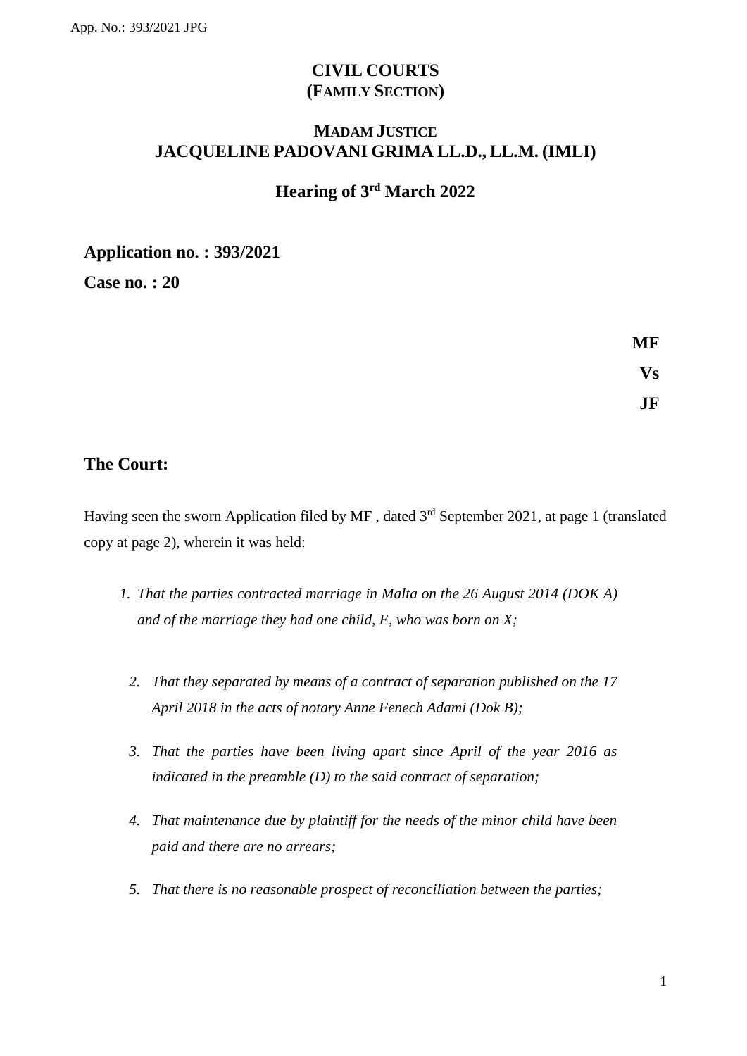# CIVIL COURTS
## (FAMILY SECTION)

### MADAM JUSTICE
### JACQUELINE PADOVANI GRIMA LL.D., LL.M. (IMLI)

### Hearing of 3rd March 2022

**Application no. : 393/2021**

**Case no. : 20**

**MF**

**Vs**

**JF**

## The Court:

Having seen the sworn Application filed by MF , dated 3rd September 2021, at page 1 (translated copy at page 2), wherein it was held:

1. *That the parties contracted marriage in Malta on the 26 August 2014 (DOK A) and of the marriage they had one child, E, who was born on X;*

2. *That they separated by means of a contract of separation published on the 17 April 2018 in the acts of notary Anne Fenech Adami (Dok B);*

3. *That the parties have been living apart since April of the year 2016 as indicated in the preamble (D) to the said contract of separation;*

4. *That maintenance due by plaintiff for the needs of the minor child have been paid and there are no arrears;*

5. *That there is no reasonable prospect of reconciliation between the parties;*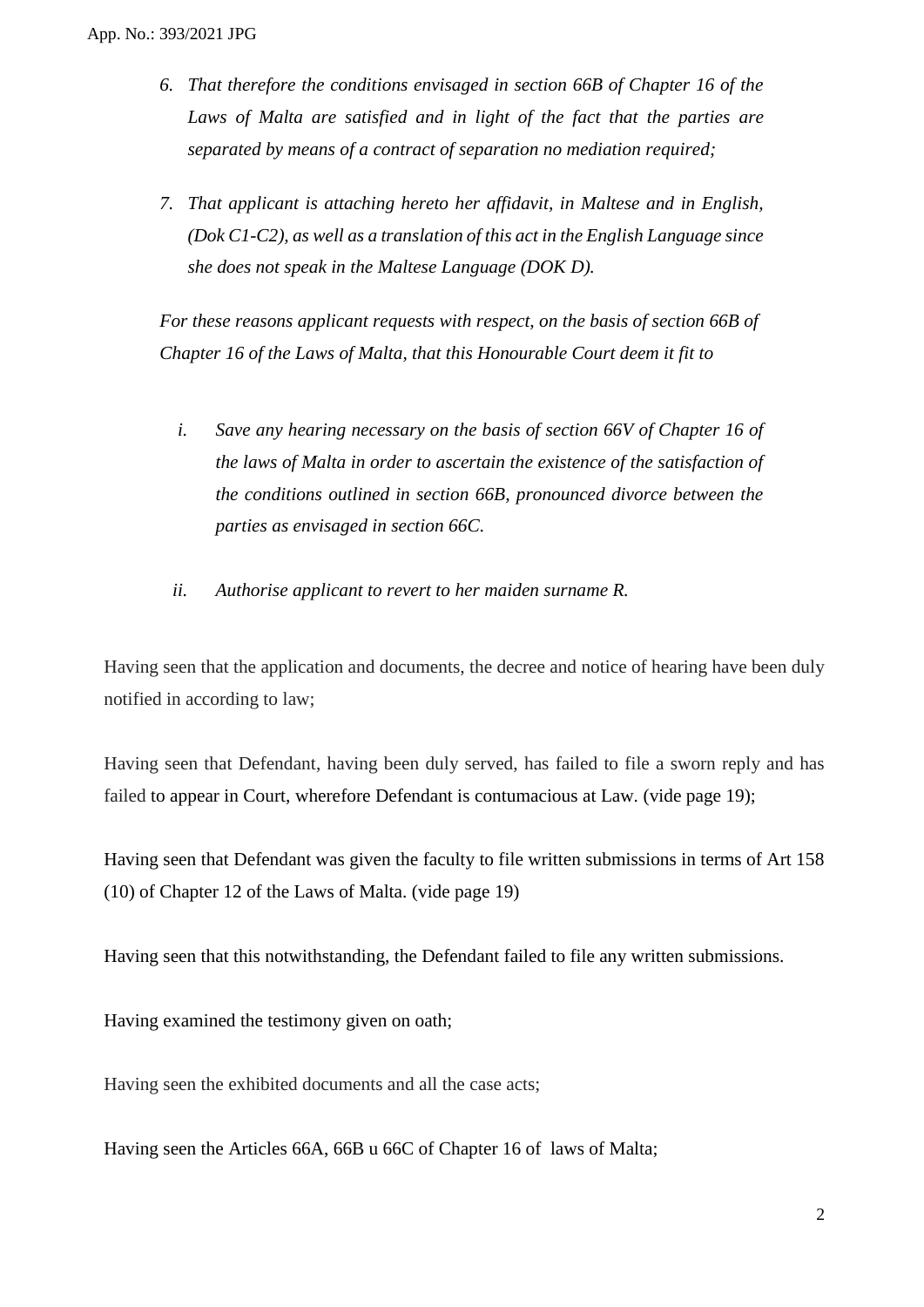6. *That therefore the conditions envisaged in section 66B of Chapter 16 of the Laws of Malta are satisfied and in light of the fact that the parties are separated by means of a contract of separation no mediation required;*

7. *That applicant is attaching hereto her affidavit, in Maltese and in English, (Dok C1-C2), as well as a translation of this act in the English Language since she does not speak in the Maltese Language (DOK D).*

*For these reasons applicant requests with respect, on the basis of section 66B of Chapter 16 of the Laws of Malta, that this Honourable Court deem it fit to*

i. *Save any hearing necessary on the basis of section 66V of Chapter 16 of the laws of Malta in order to ascertain the existence of the satisfaction of the conditions outlined in section 66B, pronounced divorce between the parties as envisaged in section 66C.*

ii. *Authorise applicant to revert to her maiden surname R.*

Having seen that the application and documents, the decree and notice of hearing have been duly notified in according to law;

Having seen that Defendant, having been duly served, has failed to file a sworn reply and has failed to appear in Court, wherefore Defendant is contumacious at Law. (vide page 19);

Having seen that Defendant was given the faculty to file written submissions in terms of Art 158 (10) of Chapter 12 of the Laws of Malta. (vide page 19)

Having seen that this notwithstanding, the Defendant failed to file any written submissions.

Having examined the testimony given on oath;

Having seen the exhibited documents and all the case acts;

Having seen the Articles 66A, 66B u 66C of Chapter 16 of laws of Malta;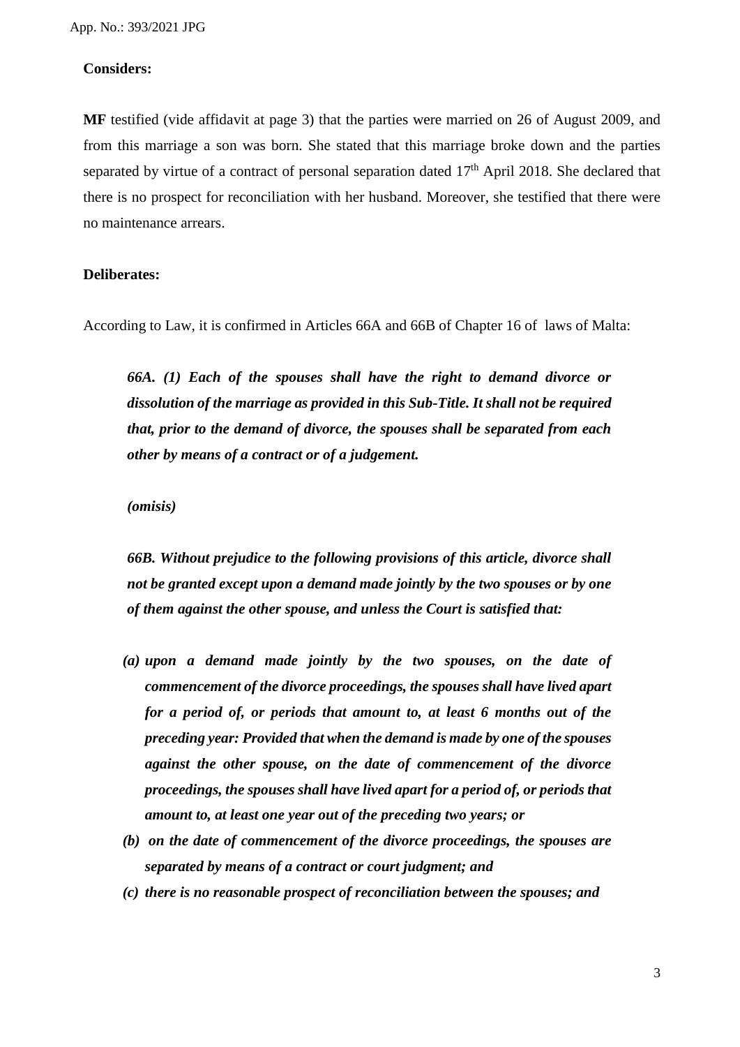**Considers:**

**MF** testified (vide affidavit at page 3) that the parties were married on 26 of August 2009, and from this marriage a son was born. She stated that this marriage broke down and the parties separated by virtue of a contract of personal separation dated 17th April 2018. She declared that there is no prospect for reconciliation with her husband. Moreover, she testified that there were no maintenance arrears.

**Deliberates:**

According to Law, it is confirmed in Articles 66A and 66B of Chapter 16 of laws of Malta:

> ***66A. (1) Each of the spouses shall have the right to demand divorce or dissolution of the marriage as provided in this Sub-Title. It shall not be required that, prior to the demand of divorce, the spouses shall be separated from each other by means of a contract or of a judgement.***
>
> ***(omisis)***
>
> ***66B. Without prejudice to the following provisions of this article, divorce shall not be granted except upon a demand made jointly by the two spouses or by one of them against the other spouse, and unless the Court is satisfied that:***
>
> ***(a) upon a demand made jointly by the two spouses, on the date of commencement of the divorce proceedings, the spouses shall have lived apart for a period of, or periods that amount to, at least 6 months out of the preceding year: Provided that when the demand is made by one of the spouses against the other spouse, on the date of commencement of the divorce proceedings, the spouses shall have lived apart for a period of, or periods that amount to, at least one year out of the preceding two years; or***
>
> ***(b) on the date of commencement of the divorce proceedings, the spouses are separated by means of a contract or court judgment; and***
>
> ***(c) there is no reasonable prospect of reconciliation between the spouses; and***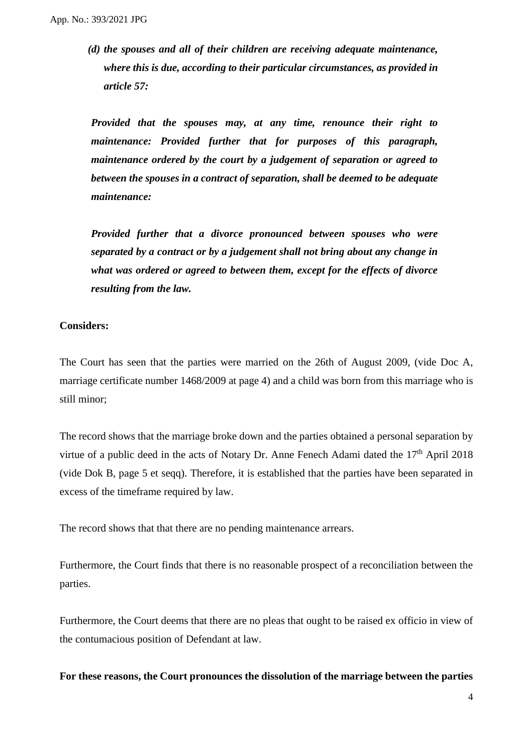*(d) the spouses and all of their children are receiving adequate maintenance, where this is due, according to their particular circumstances, as provided in article 57:*

***Provided that the spouses may, at any time, renounce their right to maintenance: Provided further that for purposes of this paragraph, maintenance ordered by the court by a judgement of separation or agreed to between the spouses in a contract of separation, shall be deemed to be adequate maintenance:***

***Provided further that a divorce pronounced between spouses who were separated by a contract or by a judgement shall not bring about any change in what was ordered or agreed to between them, except for the effects of divorce resulting from the law.***

**Considers:**

The Court has seen that the parties were married on the 26th of August 2009, (vide Doc A, marriage certificate number 1468/2009 at page 4) and a child was born from this marriage who is still minor;

The record shows that the marriage broke down and the parties obtained a personal separation by virtue of a public deed in the acts of Notary Dr. Anne Fenech Adami dated the 17th April 2018 (vide Dok B, page 5 et seqq). Therefore, it is established that the parties have been separated in excess of the timeframe required by law.

The record shows that that there are no pending maintenance arrears.

Furthermore, the Court finds that there is no reasonable prospect of a reconciliation between the parties.

Furthermore, the Court deems that there are no pleas that ought to be raised ex officio in view of the contumacious position of Defendant at law.

**For these reasons, the Court pronounces the dissolution of the marriage between the parties**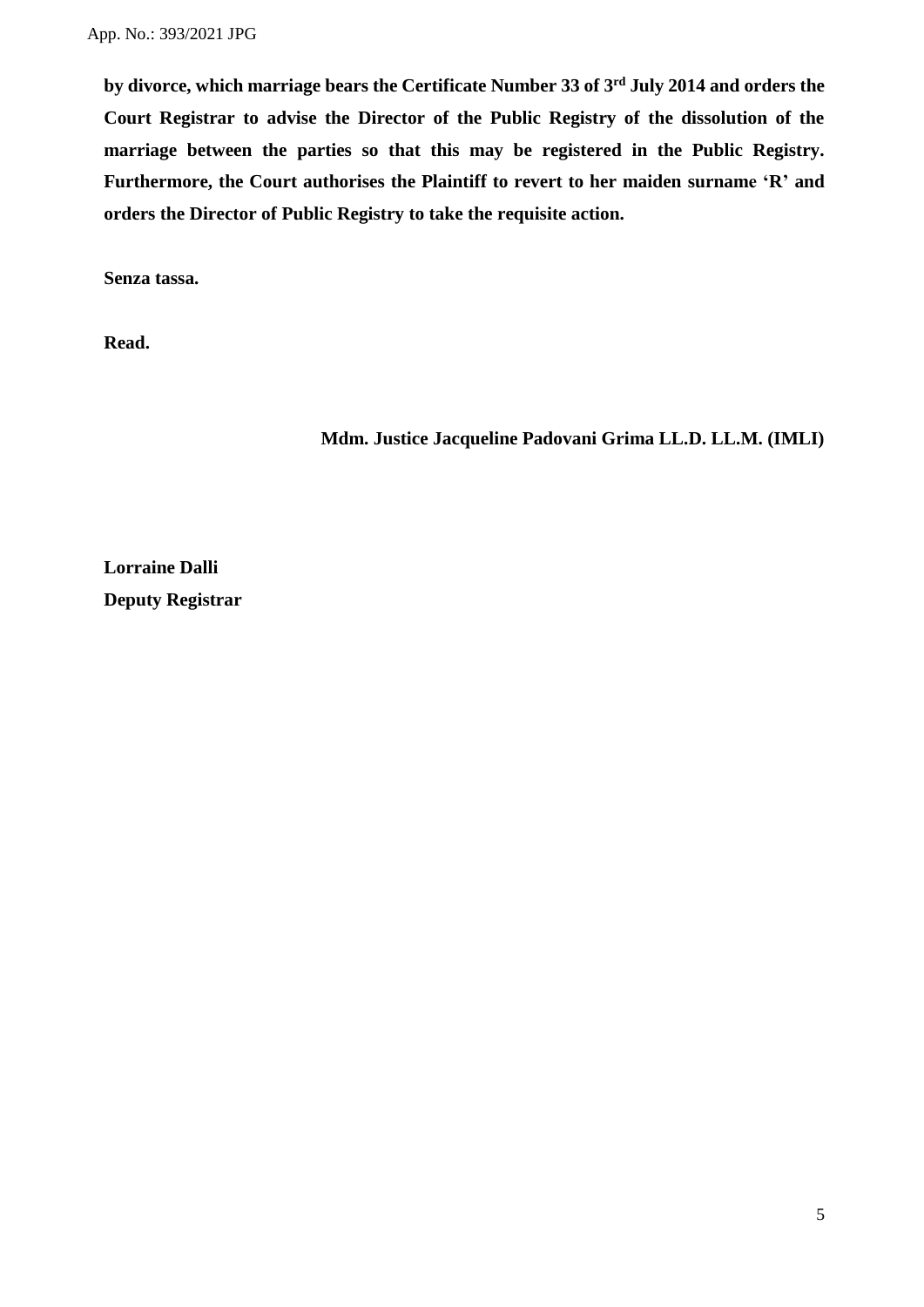**by divorce, which marriage bears the Certificate Number 33 of 3rd July 2014 and orders the Court Registrar to advise the Director of the Public Registry of the dissolution of the marriage between the parties so that this may be registered in the Public Registry. Furthermore, the Court authorises the Plaintiff to revert to her maiden surname 'R' and orders the Director of Public Registry to take the requisite action.**

**Senza tassa.**

**Read.**

**Mdm. Justice Jacqueline Padovani Grima LL.D. LL.M. (IMLI)**

**Lorraine Dalli**
**Deputy Registrar**